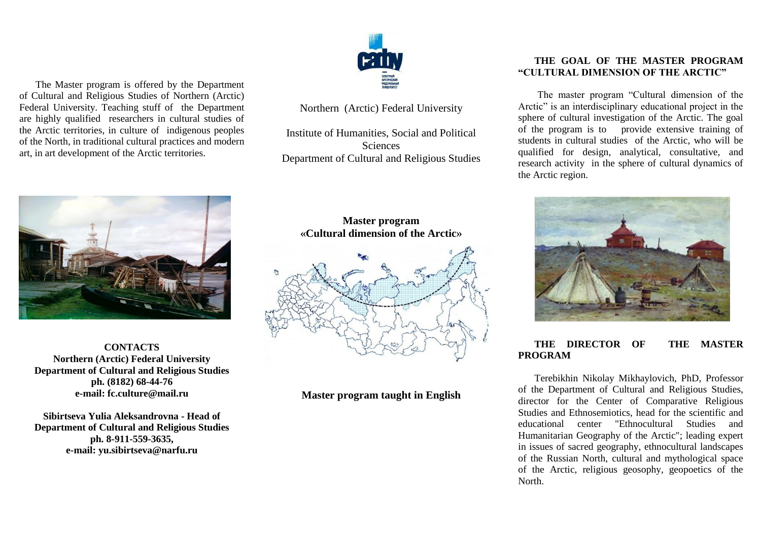The Master program is offered by the Department of Cultural and Religious Studies of Northern (Arctic) Federal University. Teaching stuff of the Department are highly qualified researchers in cultural studies of the Arctic territories, in culture of indigenous peoples of the North, in traditional cultural practices and modern art, in art development of the Arctic territories.

**CONTACTS**
**Northern (Arctic) Federal University**
**Department of Cultural and Religious Studies**
**ph. (8182) 68-44-76**
**e-mail: fc.culture@mail.ru**

**Sibirtseva Yulia Aleksandrovna - Head of Department of Cultural and Religious Studies**
**ph. 8-911-559-3635,**
**e-mail: yu.sibirtseva@narfu.ru**

Northern (Arctic) Federal University

Institute of Humanities, Social and Political Sciences
Department of Cultural and Religious Studies

**Master program**
**«Cultural dimension of the Arctic»**

**Master program taught in English**

## THE GOAL OF THE MASTER PROGRAM "CULTURAL DIMENSION OF THE ARCTIC"

The master program "Cultural dimension of the Arctic" is an interdisciplinary educational project in the sphere of cultural investigation of the Arctic. The goal of the program is to provide extensive training of students in cultural studies of the Arctic, who will be qualified for design, analytical, consultative, and research activity in the sphere of cultural dynamics of the Arctic region.

## THE DIRECTOR OF THE MASTER PROGRAM

Terebikhin Nikolay Mikhaylovich, PhD, Professor of the Department of Cultural and Religious Studies, director for the Center of Comparative Religious Studies and Ethnosemiotics, head for the scientific and educational center "Ethnocultural Studies and Humanitarian Geography of the Arctic"; leading expert in issues of sacred geography, ethnocultural landscapes of the Russian North, cultural and mythological space of the Arctic, religious geosophy, geopoetics of the North.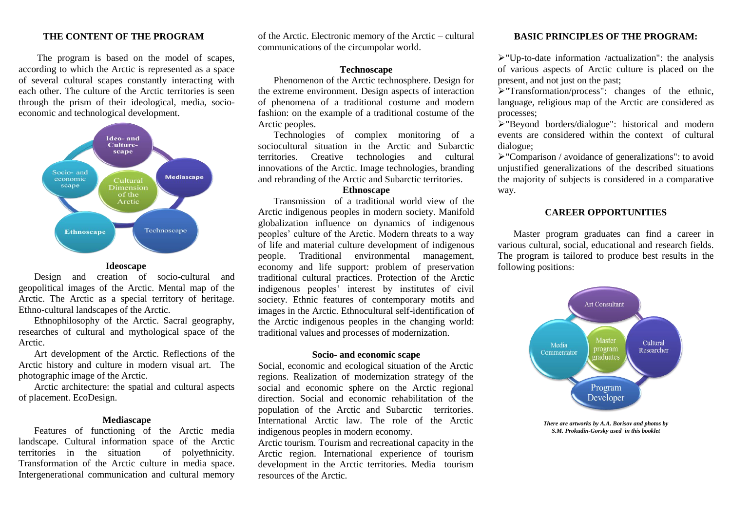## THE CONTENT OF THE PROGRAM

The program is based on the model of scapes, according to which the Arctic is represented as a space of several cultural scapes constantly interacting with each other. The culture of the Arctic territories is seen through the prism of their ideological, media, socio-economic and technological development.

Ideo- and Culture-scape

Mediascape

Technoscape

Ethnoscape

Socio- and economic scape

Cultural Dimension of the Arctic

### Ideoscape

Design and creation of socio-cultural and geopolitical images of the Arctic. Mental map of the Arctic. The Arctic as a special territory of heritage. Ethno-cultural landscapes of the Arctic.

Ethnophilosophy of the Arctic. Sacral geography, researches of cultural and mythological space of the Arctic.

Art development of the Arctic. Reflections of the Arctic history and culture in modern visual art. The photographic image of the Arctic.

Arctic architecture: the spatial and cultural aspects of placement. EcoDesign.

### Mediascape

Features of functioning of the Arctic media landscape. Cultural information space of the Arctic territories in the situation of polyethnicity. Transformation of the Arctic culture in media space. Intergenerational communication and cultural memory of the Arctic. Electronic memory of the Arctic – cultural communications of the circumpolar world.

### Technoscape

Phenomenon of the Arctic technosphere. Design for the extreme environment. Design aspects of interaction of phenomena of a traditional costume and modern fashion: on the example of a traditional costume of the Arctic peoples.

Technologies of complex monitoring of a sociocultural situation in the Arctic and Subarctic territories. Creative technologies and cultural innovations of the Arctic. Image technologies, branding and rebranding of the Arctic and Subarctic territories.

### Ethnoscape

Transmission of a traditional world view of the Arctic indigenous peoples in modern society. Manifold globalization influence on dynamics of indigenous peoples' culture of the Arctic. Modern threats to a way of life and material culture development of indigenous people. Traditional environmental management, economy and life support: problem of preservation traditional cultural practices. Protection of the Arctic indigenous peoples' interest by institutes of civil society. Ethnic features of contemporary motifs and images in the Arctic. Ethnocultural self-identification of the Arctic indigenous peoples in the changing world: traditional values and processes of modernization.

### Socio- and economic scape

Social, economic and ecological situation of the Arctic regions. Realization of modernization strategy of the social and economic sphere on the Arctic regional direction. Social and economic rehabilitation of the population of the Arctic and Subarctic territories. International Arctic law. The role of the Arctic indigenous peoples in modern economy.

Arctic tourism. Tourism and recreational capacity in the Arctic region. International experience of tourism development in the Arctic territories. Media tourism resources of the Arctic.

## BASIC PRINCIPLES OF THE PROGRAM:

- "Up-to-date information /actualization": the analysis of various aspects of Arctic culture is placed on the present, and not just on the past;
- "Transformation/process": changes of the ethnic, language, religious map of the Arctic are considered as processes;
- "Beyond borders/dialogue": historical and modern events are considered within the context of cultural dialogue;
- "Comparison / avoidance of generalizations": to avoid unjustified generalizations of the described situations the majority of subjects is considered in a comparative way.

## CAREER OPPORTUNITIES

Master program graduates can find a career in various cultural, social, educational and research fields. The program is tailored to produce best results in the following positions:

Art Consultant

Media Commentator

Master program graduates

Cultural Researcher

Program Developer

*There are artworks by A.A. Borisov and photos by S.M. Prokudin-Gorsky used in this booklet*